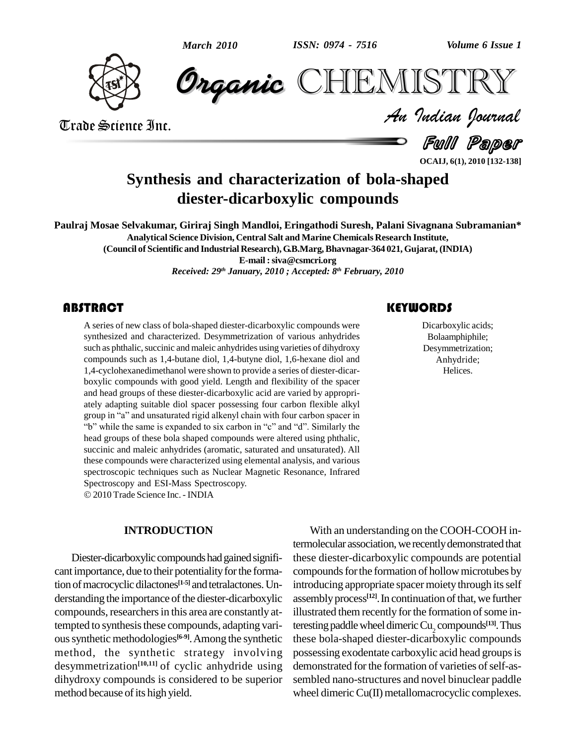# Synthesis and characterization of bola-shaped diester-dicarboxylic compounds

**Paulraj Mosae Selvakumar, Giriraj Singh Mandloi, Eringathodi Suresh, Palani Sivagnana Subramanian***

Analytical Science Division, Central Salt and Marine Chemicals Research Institute,
(Council of Scientific and Industrial Research), G.B.Marg, Bhavnagar-364 021, Gujarat, (INDIA)
E-mail : siva@csmcri.org

*Received: 29th January, 2010 ; Accepted: 8th February, 2010*

## ABSTRACT

A series of new class of bola-shaped diester-dicarboxylic compounds were synthesized and characterized. Desymmetrization of various anhydrides such as phthalic, succinic and maleic anhydrides using varieties of dihydroxy compounds such as 1,4-butane diol, 1,4-butyne diol, 1,6-hexane diol and 1,4-cyclohexanedimethanol were shown to provide a series of diester-dicarboxylic compounds with good yield. Length and flexibility of the spacer and head groups of these diester-dicarboxylic acid are varied by appropriately adapting suitable diol spacer possessing four carbon flexible alkyl group in "a" and unsaturated rigid alkenyl chain with four carbon spacer in "b" while the same is expanded to six carbon in "c" and "d". Similarly the head groups of these bola shaped compounds were altered using phthalic, succinic and maleic anhydrides (aromatic, saturated and unsaturated). All these compounds were characterized using elemental analysis, and various spectroscopic techniques such as Nuclear Magnetic Resonance, Infrared Spectroscopy and ESI-Mass Spectroscopy.

© 2010 Trade Science Inc. - INDIA

## KEYWORDS

Dicarboxylic acids;
Bolaamphiphile;
Desymmetrization;
Anhydride;
Helices.

## INTRODUCTION

Diester-dicarboxylic compounds had gained significant importance, due to their potentiality for the formation of macrocyclic dilactones[1-5] and tetralactones. Understanding the importance of the diester-dicarboxylic compounds, researchers in this area are constantly attempted to synthesis these compounds, adapting various synthetic methodologies[6-9]. Among the synthetic method, the synthetic strategy involving desymmetrization[10,11] of cyclic anhydride using dihydroxy compounds is considered to be superior method because of its high yield.

With an understanding on the COOH-COOH intermolecular association, we recently demonstrated that these diester-dicarboxylic compounds are potential compounds for the formation of hollow microtubes by introducing appropriate spacer moiety through its self assembly process[12]. In continuation of that, we further illustrated them recently for the formation of some interesting paddle wheel dimeric $Cu_2$ compounds[13]. Thus these bola-shaped diester-dicarboxylic compounds possessing exodentate carboxylic acid head groups is demonstrated for the formation of varieties of self-assembled nano-structures and novel binuclear paddle wheel dimeric Cu(II) metallomacrocyclic complexes.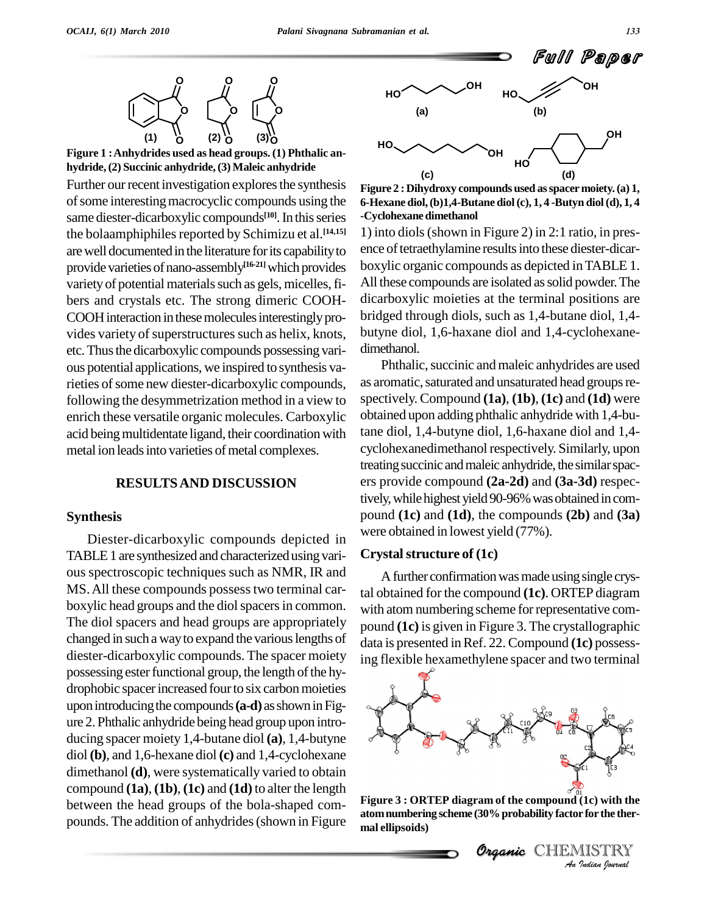Figure 1 : Anhydrides used as head groups. (1) Phthalic anhydride, (2) Succinic anhydride, (3) Maleic anhydride

Further our recent investigation explores the synthesis of some interesting macrocyclic compounds using the same diester-dicarboxylic compounds[10]. In this series the bolaamphiphiles reported by Schimizu et al.[14,15] are well documented in the literature for its capability to provide varieties of nano-assembly[16-21] which provides variety of potential materials such as gels, micelles, fibers and crystals etc. The strong dimeric COOH-COOH interaction in these molecules interestingly provides variety of superstructures such as helix, knots, etc. Thus the dicarboxylic compounds possessing various potential applications, we inspired to synthesis varieties of some new diester-dicarboxylic compounds, following the desymmetrization method in a view to enrich these versatile organic molecules. Carboxylic acid being multidentate ligand, their coordination with metal ion leads into varieties of metal complexes.

## RESULTS AND DISCUSSION

### Synthesis

Diester-dicarboxylic compounds depicted in TABLE 1 are synthesized and characterized using various spectroscopic techniques such as NMR, IR and MS. All these compounds possess two terminal carboxylic head groups and the diol spacers in common. The diol spacers and head groups are appropriately changed in such a way to expand the various lengths of diester-dicarboxylic compounds. The spacer moiety possessing ester functional group, the length of the hydrophobic spacer increased four to six carbon moieties upon introducing the compounds **(a-d)** as shown in Figure 2. Phthalic anhydride being head group upon introducing spacer moiety 1,4-butane diol **(a)**, 1,4-butyne diol **(b)**, and 1,6-hexane diol **(c)** and 1,4-cyclohexane dimethanol **(d)**, were systematically varied to obtain compound **(1a)**, **(1b)**, **(1c)** and **(1d)** to alter the length between the head groups of the bola-shaped compounds. The addition of anhydrides (shown in Figure 1) into diols (shown in Figure 2) in 2:1 ratio, in presence of tetraethylamine results into these diester-dicarboxylic organic compounds as depicted in TABLE 1. All these compounds are isolated as solid powder. The dicarboxylic moieties at the terminal positions are bridged through diols, such as 1,4-butane diol, 1,4-butyne diol, 1,6-haxane diol and 1,4-cyclohexane-dimethanol.

Figure 2 : Dihydroxy compounds used as spacer moiety. (a) 1, 6-Hexane diol, (b)1,4-Butane diol (c), 1, 4 -Butyn diol (d), 1, 4 -Cyclohexane dimethanol

Phthalic, succinic and maleic anhydrides are used as aromatic, saturated and unsaturated head groups respectively. Compound **(1a)**, **(1b)**, **(1c)** and **(1d)** were obtained upon adding phthalic anhydride with 1,4-butane diol, 1,4-butyne diol, 1,6-haxane diol and 1,4-cyclohexanedimethanol respectively. Similarly, upon treating succinic and maleic anhydride, the similar spacers provide compound **(2a-2d)** and **(3a-3d)** respectively, while highest yield 90-96% was obtained in compound **(1c)** and **(1d)**, the compounds **(2b)** and **(3a)** were obtained in lowest yield (77%).

### Crystal structure of (1c)

A further confirmation was made using single crystal obtained for the compound **(1c)**. ORTEP diagram with atom numbering scheme for representative compound **(1c)** is given in Figure 3. The crystallographic data is presented in Ref. 22. Compound **(1c)** possessing flexible hexamethylene spacer and two terminal

Figure 3 : ORTEP diagram of the compound (1c) with the atom numbering scheme (30% probability factor for the thermal ellipsoids)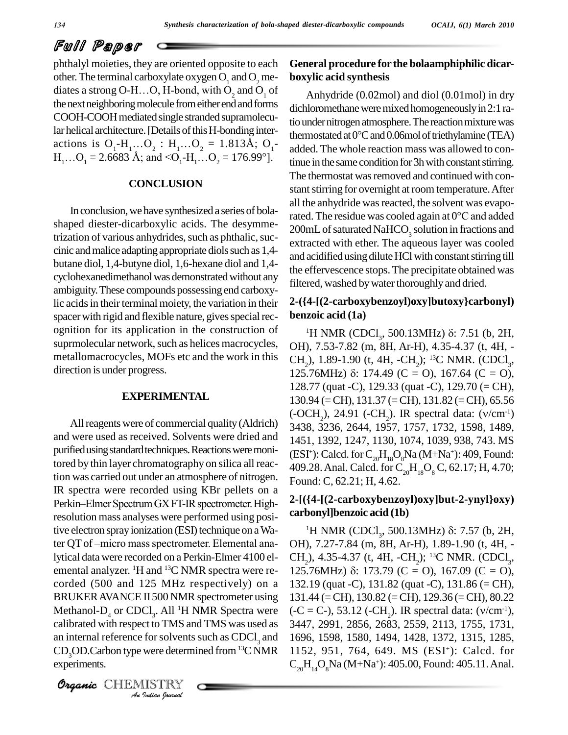phthalyl moieties, they are oriented opposite to each other. The terminal carboxylate oxygen $O_1$ and $O_2$ mediates a strong O-H…O, H-bond, with $O_2$ and $O_1$ of the next neighboring molecule from either end and forms COOH-COOH mediated single stranded supramolecular helical architecture. [Details of this H-bonding interactions is $O_1$-$H_1$…$O_2$ : $H_1$…$O_2$ = 1.813Å; $O_1$-$H_1$…$O_1$ = 2.6683 Å; and <$O_1$-$H_1$…$O_2$ = 176.99°].

## CONCLUSION

In conclusion, we have synthesized a series of bola-shaped diester-dicarboxylic acids. The desymmetrization of various anhydrides, such as phthalic, succinic and malice adapting appropriate diols such as 1,4-butane diol, 1,4-butyne diol, 1,6-hexane diol and 1,4-cyclohexanedimethanol was demonstrated without any ambiguity. These compounds possessing end carboxylic acids in their terminal moiety, the variation in their spacer with rigid and flexible nature, gives special recognition for its application in the construction of suprmolecular network, such as helices macrocycles, metallomacrocycles, MOFs etc and the work in this direction is under progress.

## EXPERIMENTAL

All reagents were of commercial quality (Aldrich) and were used as received. Solvents were dried and purified using standard techniques. Reactions were monitored by thin layer chromatography on silica all reaction was carried out under an atmosphere of nitrogen. IR spectra were recorded using KBr pellets on a Perkin–Elmer Spectrum GX FT-IR spectrometer. High-resolution mass analyses were performed using positive electron spray ionization (ESI) technique on a Water QT of –micro mass spectrometer. Elemental analytical data were recorded on a Perkin-Elmer 4100 elemental analyzer. $^1$H and $^{13}$C NMR spectra were recorded (500 and 125 MHz respectively) on a BRUKER AVANCE II 500 NMR spectrometer using Methanol-$D_4$ or $CDCl_3$. All $^1$H NMR Spectra were calibrated with respect to TMS and TMS was used as an internal reference for solvents such as $CDCl_3$ and $CD_3OD$. Carbon type were determined from $^{13}$C NMR experiments.

### General procedure for the bolaamphiphilic dicarboxylic acid synthesis

Anhydride (0.02mol) and diol (0.01mol) in dry dichloromethane were mixed homogeneously in 2:1 ratio under nitrogen atmosphere. The reaction mixture was thermostated at 0°C and 0.06mol of triethylamine (TEA) added. The whole reaction mass was allowed to continue in the same condition for 3h with constant stirring. The thermostat was removed and continued with constant stirring for overnight at room temperature. After all the anhydride was reacted, the solvent was evaporated. The residue was cooled again at 0°C and added 200mL of saturated $NaHCO_3$ solution in fractions and extracted with ether. The aqueous layer was cooled and acidified using dilute HCl with constant stirring till the effervescence stops. The precipitate obtained was filtered, washed by water thoroughly and dried.

### 2-({4-[(2-carboxybenzoyl)oxy]butoxy}carbonyl) benzoic acid (1a)

$^1$H NMR ($CDCl_3$, 500.13MHz) δ: 7.51 (b, 2H, OH), 7.53-7.82 (m, 8H, Ar-H), 4.35-4.37 (t, 4H, -$CH_2$), 1.89-1.90 (t, 4H, -$CH_2$); $^{13}$C NMR. ($CDCl_3$, 125.76MHz) δ: 174.49 (C = O), 167.64 (C = O), 128.77 (quat -C), 129.33 (quat -C), 129.70 (= CH), 130.94 (= CH), 131.37 (= CH), 131.82 (= CH), 65.56 (-$OCH_2$), 24.91 (-$CH_2$). IR spectral data: (ν/cm$^{-1}$) 3438, 3236, 2644, 1957, 1757, 1732, 1598, 1489, 1451, 1392, 1247, 1130, 1074, 1039, 938, 743. MS (ESI$^+$): Calcd. for $C_{20}H_{18}O_8Na$ (M+Na$^+$): 409, Found: 409.28. Anal. Calcd. for $C_{20}H_{18}O_8$ C, 62.17; H, 4.70; Found: C, 62.21; H, 4.62.

### 2-[({4-[(2-carboxybenzoyl)oxy]but-2-ynyl}oxy) carbonyl]benzoic acid (1b)

$^1$H NMR ($CDCl_3$, 500.13MHz) δ: 7.57 (b, 2H, OH), 7.27-7.84 (m, 8H, Ar-H), 1.89-1.90 (t, 4H, -$CH_2$), 4.35-4.37 (t, 4H, -$CH_2$); $^{13}$C NMR. ($CDCl_3$, 125.76MHz) δ: 173.79 (C = O), 167.09 (C = O), 132.19 (quat -C), 131.82 (quat -C), 131.86 (= CH), 131.44 (= CH), 130.82 (= CH), 129.36 (= CH), 80.22 (-C = C-), 53.12 (-$CH_2$). IR spectral data: (ν/cm$^{-1}$), 3447, 2991, 2856, 2683, 2559, 2113, 1755, 1731, 1696, 1598, 1580, 1494, 1428, 1372, 1315, 1285, 1152, 951, 764, 649. MS (ESI$^+$): Calcd. for $C_{20}H_{14}O_8Na$ (M+Na$^+$): 405.00, Found: 405.11. Anal.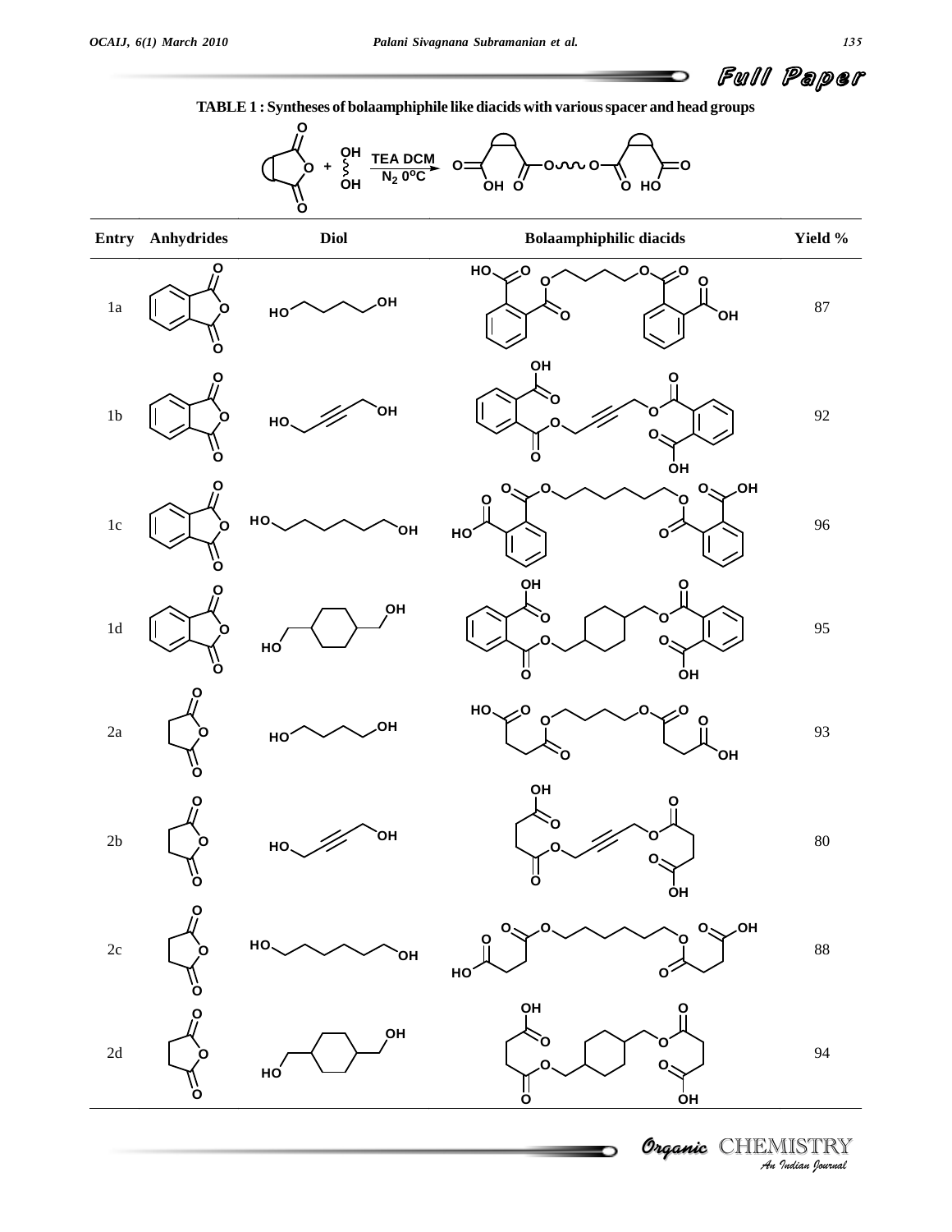**TABLE 1 : Syntheses of bolaamphiphile like diacids with various spacer and head groups**

| Entry | Anhydrides | Diol | Bolaamphiphilic diacids | Yield % |
|---|---|---|---|---|
| 1a | | | | 87 |
| 1b | | | | 92 |
| 1c | | | | 96 |
| 1d | | | | 95 |
| 2a | | | | 93 |
| 2b | | | | 80 |
| 2c | | | | 88 |
| 2d | | | | 94 |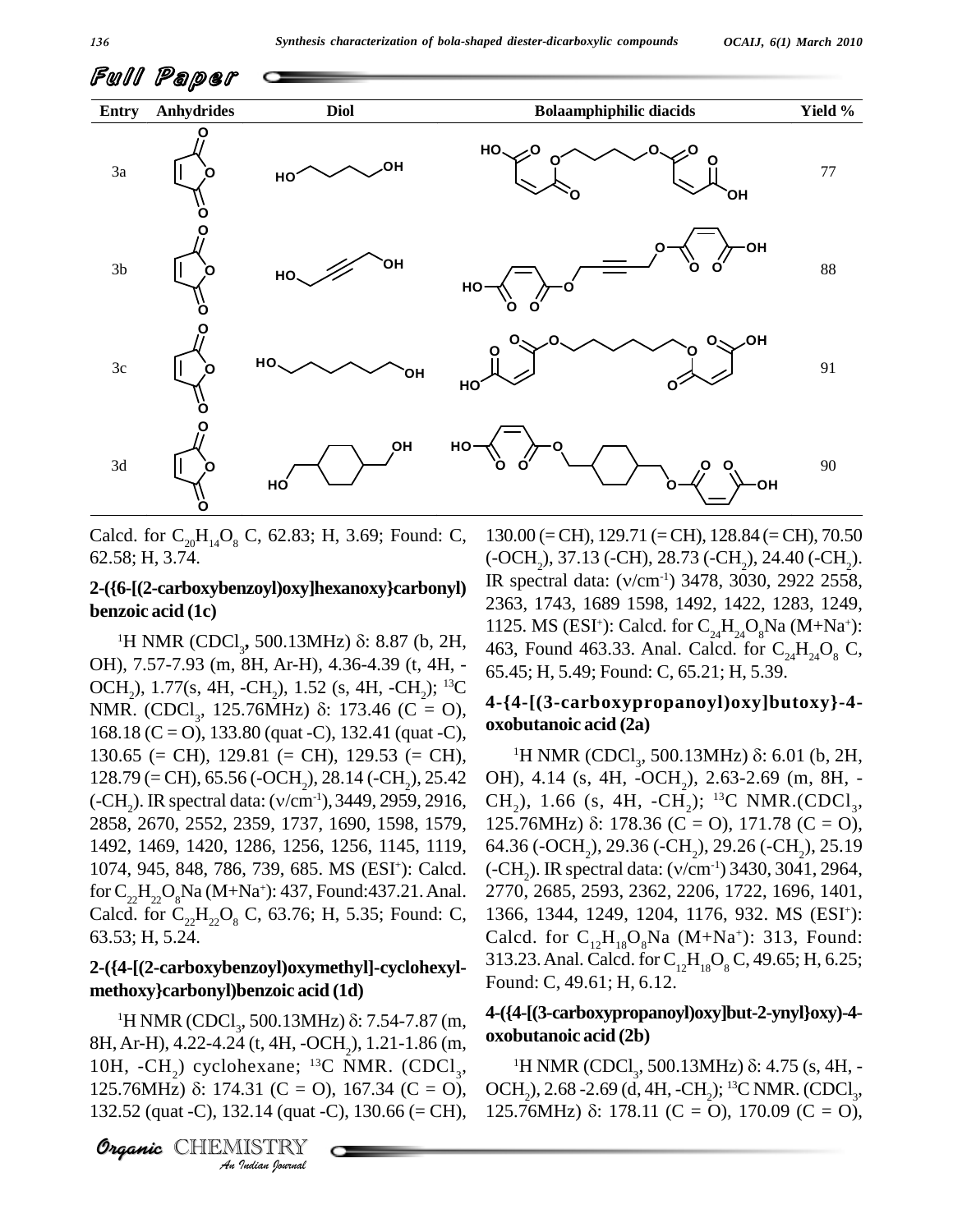| Entry | Anhydrides | Diol | Bolaamphiphilic diacids | Yield % |
|---|---|---|---|---|
| 3a | | | | 77 |
| 3b | | | | 88 |
| 3c | | | | 91 |
| 3d | | | | 90 |

Calcd. for $C_{20}H_{14}O_8$ C, 62.83; H, 3.69; Found: C, 62.58; H, 3.74.

### 2-({6-[(2-carboxybenzoyl)oxy]hexanoxy}carbonyl) benzoic acid (1c)

$^1$H NMR ($CDCl_3$, 500.13MHz) δ: 8.87 (b, 2H, OH), 7.57-7.93 (m, 8H, Ar-H), 4.36-4.39 (t, 4H, -$OCH_2$), 1.77(s, 4H, -$CH_2$), 1.52 (s, 4H, -$CH_2$); $^{13}$C NMR. ($CDCl_3$, 125.76MHz) δ: 173.46 (C = O), 168.18 (C = O), 133.80 (quat -C), 132.41 (quat -C), 130.65 (= CH), 129.81 (= CH), 129.53 (= CH), 128.79 (= CH), 65.56 (-$OCH_2$), 28.14 (-$CH_2$), 25.42 (-$CH_2$). IR spectral data: (ν/cm$^{-1}$), 3449, 2959, 2916, 2858, 2670, 2552, 2359, 1737, 1690, 1598, 1579, 1492, 1469, 1420, 1286, 1256, 1256, 1145, 1119, 1074, 945, 848, 786, 739, 685. MS (ESI$^+$): Calcd. for $C_{22}H_{22}O_8$Na (M+Na$^+$): 437, Found:437.21. Anal. Calcd. for $C_{22}H_{22}O_8$ C, 63.76; H, 5.35; Found: C, 63.53; H, 5.24.

### 2-({4-[(2-carboxybenzoyl)oxymethyl]-cyclohexyl-methoxy}carbonyl)benzoic acid (1d)

$^1$H NMR ($CDCl_3$, 500.13MHz) δ: 7.54-7.87 (m, 8H, Ar-H), 4.22-4.24 (t, 4H, -$OCH_2$), 1.21-1.86 (m, 10H, -$CH_2$) cyclohexane; $^{13}$C NMR. ($CDCl_3$, 125.76MHz) δ: 174.31 (C = O), 167.34 (C = O), 132.52 (quat -C), 132.14 (quat -C), 130.66 (= CH), 130.00 (= CH), 129.71 (= CH), 128.84 (= CH), 70.50 (-$OCH_2$), 37.13 (-CH), 28.73 (-$CH_2$), 24.40 (-$CH_2$). IR spectral data: (ν/cm$^{-1}$) 3478, 3030, 2922 2558, 2363, 1743, 1689 1598, 1492, 1422, 1283, 1249, 1125. MS (ESI$^+$): Calcd. for $C_{24}H_{24}O_8$Na (M+Na$^+$): 463, Found 463.33. Anal. Calcd. for $C_{24}H_{24}O_8$ C, 65.45; H, 5.49; Found: C, 65.21; H, 5.39.

### 4-{4-[(3-carboxypropanoyl)oxy]butoxy}-4-oxobutanoic acid (2a)

$^1$H NMR ($CDCl_3$, 500.13MHz) δ: 6.01 (b, 2H, OH), 4.14 (s, 4H, -$OCH_2$), 2.63-2.69 (m, 8H, -$CH_2$), 1.66 (s, 4H, -$CH_2$); $^{13}$C NMR.($CDCl_3$, 125.76MHz) δ: 178.36 (C = O), 171.78 (C = O), 64.36 (-$OCH_2$), 29.36 (-$CH_2$), 29.26 (-$CH_2$), 25.19 (-$CH_2$). IR spectral data: (ν/cm$^{-1}$) 3430, 3041, 2964, 2770, 2685, 2593, 2362, 2206, 1722, 1696, 1401, 1366, 1344, 1249, 1204, 1176, 932. MS (ESI$^+$): Calcd. for $C_{12}H_{18}O_8$Na (M+Na$^+$): 313, Found: 313.23. Anal. Calcd. for $C_{12}H_{18}O_8$ C, 49.65; H, 6.25; Found: C, 49.61; H, 6.12.

### 4-({4-[(3-carboxypropanoyl)oxy]but-2-ynyl}oxy)-4-oxobutanoic acid (2b)

$^1$H NMR ($CDCl_3$, 500.13MHz) δ: 4.75 (s, 4H, -$OCH_2$), 2.68 -2.69 (d, 4H, -$CH_2$); $^{13}$C NMR. ($CDCl_3$, 125.76MHz) δ: 178.11 (C = O), 170.09 (C = O),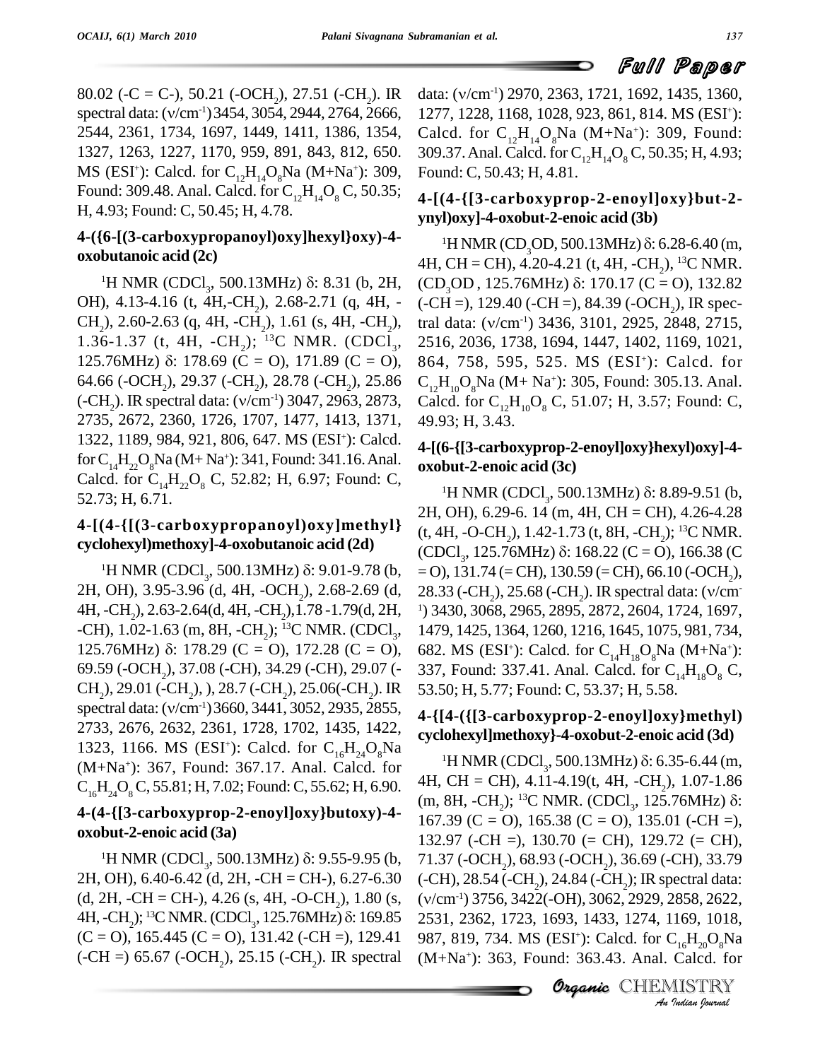80.02 (-C = C-), 50.21 (-$OCH_2$), 27.51 (-$CH_2$). IR spectral data: (ν/$cm^{-1}$) 3454, 3054, 2944, 2764, 2666, 2544, 2361, 1734, 1697, 1449, 1411, 1386, 1354, 1327, 1263, 1227, 1170, 959, 891, 843, 812, 650. MS ($ESI^+$): Calcd. for $C_{12}H_{14}O_8Na$ ($M+Na^+$): 309, Found: 309.48. Anal. Calcd. for $C_{12}H_{14}O_8$ C, 50.35; H, 4.93; Found: C, 50.45; H, 4.78.

### 4-({6-[(3-carboxypropanoyl)oxy]hexyl}oxy)-4-oxobutanoic acid (2c)

$^1$H NMR ($CDCl_3$, 500.13MHz) δ: 8.31 (b, 2H, OH), 4.13-4.16 (t, 4H,-$CH_2$), 2.68-2.71 (q, 4H, -$CH_2$), 2.60-2.63 (q, 4H, -$CH_2$), 1.61 (s, 4H, -$CH_2$), 1.36-1.37 (t, 4H, -$CH_2$); $^{13}$C NMR. ($CDCl_3$, 125.76MHz) δ: 178.69 (C = O), 171.89 (C = O), 64.66 (-$OCH_2$), 29.37 (-$CH_2$), 28.78 (-$CH_2$), 25.86 (-$CH_2$). IR spectral data: (ν/$cm^{-1}$) 3047, 2963, 2873, 2735, 2672, 2360, 1726, 1707, 1477, 1413, 1371, 1322, 1189, 984, 921, 806, 647. MS ($ESI^+$): Calcd. for $C_{14}H_{22}O_8Na$ ($M+ Na^+$): 341, Found: 341.16. Anal. Calcd. for $C_{14}H_{22}O_8$ C, 52.82; H, 6.97; Found: C, 52.73; H, 6.71.

### 4-[(4-{[(3-carboxypropanoyl)oxy]methyl}cyclohexyl)methoxy]-4-oxobutanoic acid (2d)

$^1$H NMR ($CDCl_3$, 500.13MHz) δ: 9.01-9.78 (b, 2H, OH), 3.95-3.96 (d, 4H, -$OCH_2$), 2.68-2.69 (d, 4H, -$CH_2$), 2.63-2.64(d, 4H, -$CH_2$),1.78 -1.79(d, 2H, -CH), 1.02-1.63 (m, 8H, -$CH_2$); $^{13}$C NMR. ($CDCl_3$, 125.76MHz) δ: 178.29 (C = O), 172.28 (C = O), 69.59 (-$OCH_2$), 37.08 (-CH), 34.29 (-CH), 29.07 (-$CH_2$), 29.01 (-$CH_2$), ), 28.7 (-$CH_2$), 25.06(-$CH_2$). IR spectral data: (ν/$cm^{-1}$) 3660, 3441, 3052, 2935, 2855, 2733, 2676, 2632, 2361, 1728, 1702, 1435, 1422, 1323, 1166. MS ($ESI^+$): Calcd. for $C_{16}H_{24}O_8Na$ ($M+Na^+$): 367, Found: 367.17. Anal. Calcd. for $C_{16}H_{24}O_8$ C, 55.81; H, 7.02; Found: C, 55.62; H, 6.90.

### 4-(4-{[3-carboxyprop-2-enoyl]oxy}butoxy)-4-oxobut-2-enoic acid (3a)

$^1$H NMR ($CDCl_3$, 500.13MHz) δ: 9.55-9.95 (b, 2H, OH), 6.40-6.42 (d, 2H, -CH = CH-), 6.27-6.30 (d, 2H, -CH = CH-), 4.26 (s, 4H, -O-$CH_2$), 1.80 (s, 4H, -$CH_2$); $^{13}$C NMR. ($CDCl_3$, 125.76MHz) δ: 169.85 (C = O), 165.445 (C = O), 131.42 (-CH =), 129.41 (-CH =) 65.67 (-$OCH_2$), 25.15 (-$CH_2$). IR spectral data: (ν/$cm^{-1}$) 2970, 2363, 1721, 1692, 1435, 1360, 1277, 1228, 1168, 1028, 923, 861, 814. MS ($ESI^+$): Calcd. for $C_{12}H_{14}O_8Na$ ($M+Na^+$): 309, Found: 309.37. Anal. Calcd. for $C_{12}H_{14}O_8$ C, 50.35; H, 4.93; Found: C, 50.43; H, 4.81.

### 4-[(4-{[3-carboxyprop-2-enoyl]oxy}but-2-ynyl)oxy]-4-oxobut-2-enoic acid (3b)

$^1$H NMR ($CD_3OD$, 500.13MHz) δ: 6.28-6.40 (m, 4H, CH = CH), 4.20-4.21 (t, 4H, -$CH_2$), $^{13}$C NMR. ($CD_3OD$ , 125.76MHz) δ: 170.17 (C = O), 132.82 (-CH =), 129.40 (-CH =), 84.39 (-$OCH_2$), IR spectral data: (ν/$cm^{-1}$) 3436, 3101, 2925, 2848, 2715, 2516, 2036, 1738, 1694, 1447, 1402, 1169, 1021, 864, 758, 595, 525. MS ($ESI^+$): Calcd. for $C_{12}H_{10}O_8Na$ ($M+ Na^+$): 305, Found: 305.13. Anal. Calcd. for $C_{12}H_{10}O_8$ C, 51.07; H, 3.57; Found: C, 49.93; H, 3.43.

### 4-[(6-{[3-carboxyprop-2-enoyl]oxy}hexyl)oxy]-4-oxobut-2-enoic acid (3c)

$^1$H NMR ($CDCl_3$, 500.13MHz) δ: 8.89-9.51 (b, 2H, OH), 6.29-6. 14 (m, 4H, CH = CH), 4.26-4.28 (t, 4H, -O-$CH_2$), 1.42-1.73 (t, 8H, -$CH_2$); $^{13}$C NMR. ($CDCl_3$, 125.76MHz) δ: 168.22 (C = O), 166.38 (C = O), 131.74 (= CH), 130.59 (= CH), 66.10 (-$OCH_2$), 28.33 (-$CH_2$), 25.68 (-$CH_2$). IR spectral data: (ν/$cm^{-1}$) 3430, 3068, 2965, 2895, 2872, 2604, 1724, 1697, 1479, 1425, 1364, 1260, 1216, 1645, 1075, 981, 734, 682. MS ($ESI^+$): Calcd. for $C_{14}H_{18}O_8Na$ ($M+Na^+$): 337, Found: 337.41. Anal. Calcd. for $C_{14}H_{18}O_8$ C, 53.50; H, 5.77; Found: C, 53.37; H, 5.58.

### 4-{[4-({[3-carboxyprop-2-enoyl]oxy}methyl)cyclohexyl]methoxy}-4-oxobut-2-enoic acid (3d)

$^1$H NMR ($CDCl_3$, 500.13MHz) δ: 6.35-6.44 (m, 4H, CH = CH), 4.11-4.19(t, 4H, -$CH_2$), 1.07-1.86 (m, 8H, -$CH_2$); $^{13}$C NMR. ($CDCl_3$, 125.76MHz) δ: 167.39 (C = O), 165.38 (C = O), 135.01 (-CH =), 132.97 (-CH =), 130.70 (= CH), 129.72 (= CH), 71.37 (-$OCH_2$), 68.93 (-$OCH_2$), 36.69 (-CH), 33.79 (-CH), 28.54 (-$CH_2$), 24.84 (-$CH_2$); IR spectral data: (ν/$cm^{-1}$) 3756, 3422(-OH), 3062, 2929, 2858, 2622, 2531, 2362, 1723, 1693, 1433, 1274, 1169, 1018, 987, 819, 734. MS ($ESI^+$): Calcd. for $C_{16}H_{20}O_8Na$ ($M+Na^+$): 363, Found: 363.43. Anal. Calcd. for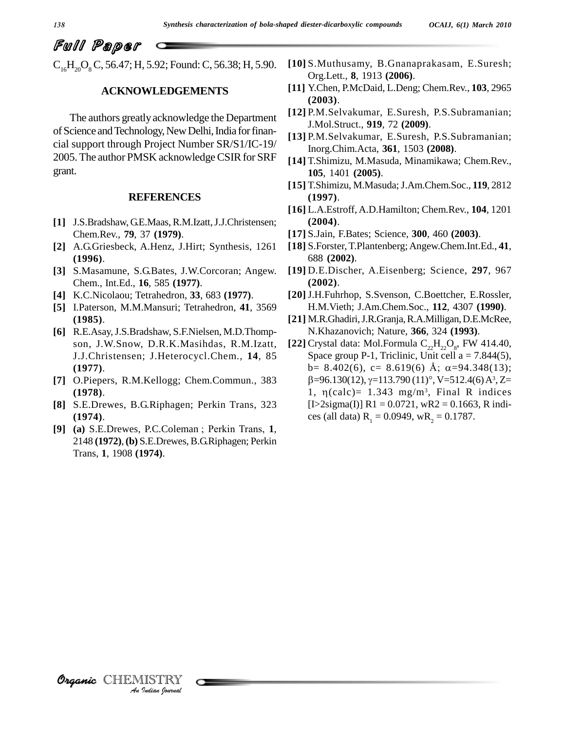$C_{16}H_{20}O_8$ C, 56.47; H, 5.92; Found: C, 56.38; H, 5.90.

## ACKNOWLEDGEMENTS

The authors greatly acknowledge the Department of Science and Technology, New Delhi, India for financial support through Project Number SR/S1/IC-19/2005. The author PMSK acknowledge CSIR for SRF grant.

## REFERENCES

**[1]** J.S.Bradshaw, G.E.Maas, R.M.Izatt, J.J.Christensen; Chem.Rev., **79**, 37 **(1979)**.

**[2]** A.G.Griesbeck, A.Henz, J.Hirt; Synthesis, 1261 **(1996)**.

**[3]** S.Masamune, S.G.Bates, J.W.Corcoran; Angew. Chem., Int.Ed., **16**, 585 **(1977)**.

**[4]** K.C.Nicolaou; Tetrahedron, **33**, 683 **(1977)**.

**[5]** I.Paterson, M.M.Mansuri; Tetrahedron, **41**, 3569 **(1985)**.

**[6]** R.E.Asay, J.S.Bradshaw, S.F.Nielsen, M.D.Thompson, J.W.Snow, D.R.K.Masihdas, R.M.Izatt, J.J.Christensen; J.Heterocycl.Chem., **14**, 85 **(1977)**.

**[7]** O.Piepers, R.M.Kellogg; Chem.Commun., 383 **(1978)**.

**[8]** S.E.Drewes, B.G.Riphagen; Perkin Trans, 323 **(1974)**.

**[9]** **(a)** S.E.Drewes, P.C.Coleman ; Perkin Trans, **1**, 2148 **(1972)**, **(b)** S.E.Drewes, B.G.Riphagen; Perkin Trans, **1**, 1908 **(1974)**.

**[10]** S.Muthusamy, B.Gnanaprakasam, E.Suresh; Org.Lett., **8**, 1913 **(2006)**.

**[11]** Y.Chen, P.McDaid, L.Deng; Chem.Rev., **103**, 2965 **(2003)**.

**[12]** P.M.Selvakumar, E.Suresh, P.S.Subramanian; J.Mol.Struct., **919**, 72 **(2009)**.

**[13]** P.M.Selvakumar, E.Suresh, P.S.Subramanian; Inorg.Chim.Acta, **361**, 1503 **(2008)**.

**[14]** T.Shimizu, M.Masuda, Minamikawa; Chem.Rev., **105**, 1401 **(2005)**.

**[15]** T.Shimizu, M.Masuda; J.Am.Chem.Soc., **119**, 2812 **(1997)**.

**[16]** L.A.Estroff, A.D.Hamilton; Chem.Rev., **104**, 1201 **(2004)**.

**[17]** S.Jain, F.Bates; Science, **300**, 460 **(2003)**.

**[18]** S.Forster, T.Plantenberg; Angew.Chem.Int.Ed., **41**, 688 **(2002)**.

**[19]** D.E.Discher, A.Eisenberg; Science, **297**, 967 **(2002)**.

**[20]** J.H.Fuhrhop, S.Svenson, C.Boettcher, E.Rossler, H.M.Vieth; J.Am.Chem.Soc., **112**, 4307 **(1990)**.

**[21]** M.R.Ghadiri, J.R.Granja, R.A.Milligan, D.E.McRee, N.Khazanovich; Nature, **366**, 324 **(1993)**.

**[22]** Crystal data: Mol.Formula $C_{22}H_{22}O_8$, FW 414.40, Space group P-1, Triclinic, Unit cell a = 7.844(5), b= 8.402(6), c= 8.619(6) Å; $\alpha$=94.348(13); $\beta$=96.130(12), $\gamma$=113.790 (11)°, V=512.4(6) $A^3$, Z= 1, $\eta$(calc)= 1.343 mg/$m^3$, Final R indices [I>2sigma(I)] R1 = 0.0721, wR2 = 0.1663, R indices (all data) $R_1$ = 0.0949, $wR_2$ = 0.1787.